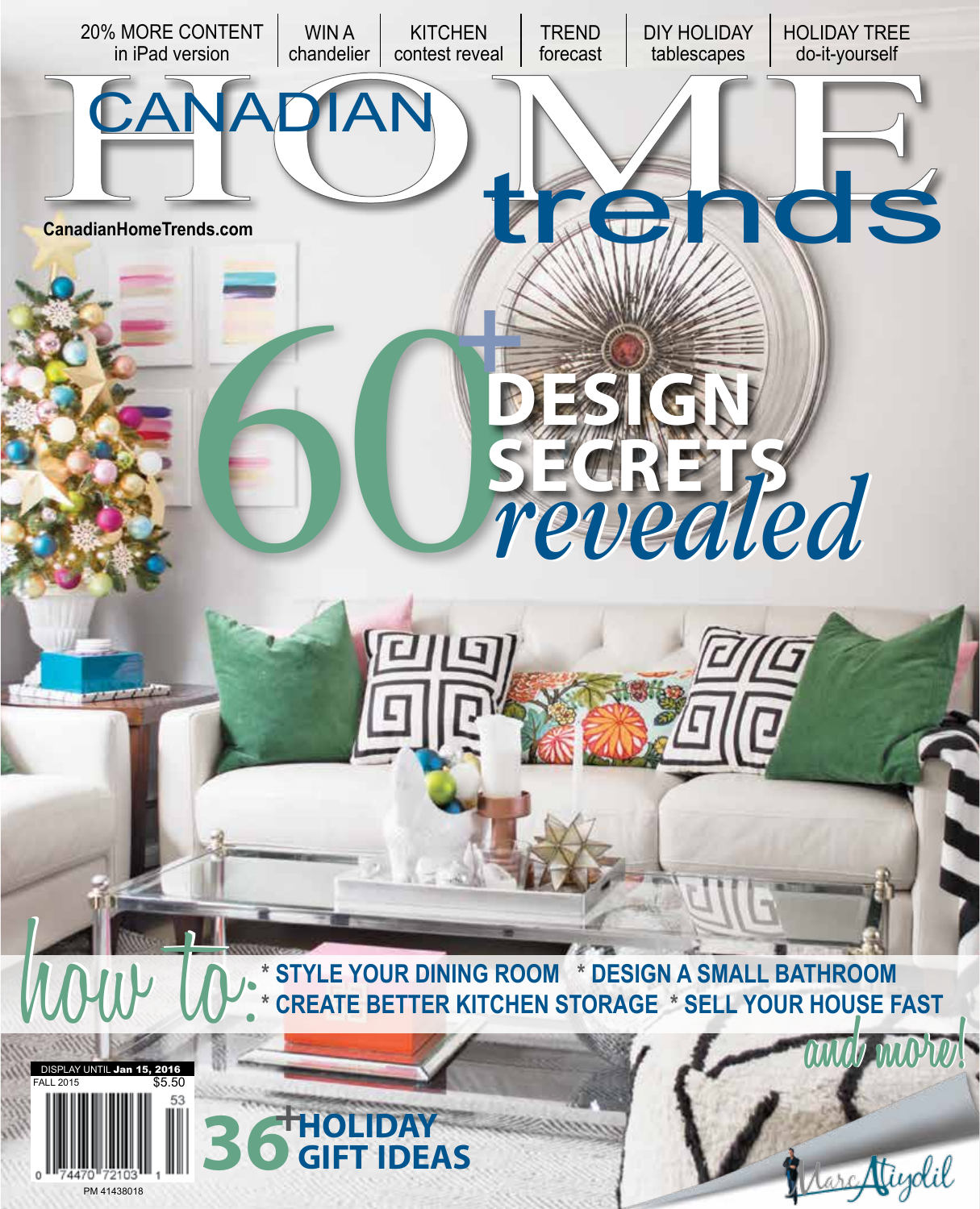20% MORE CONTENT in iPad version | WIN A chandelier | KITCHEN contest reveal | TREND forecast | DIY HOLIDAY tablescapes | HOLIDAY TREE do-it-yourself

# CANADIAN HOME trends

CanadianHomeTrends.com

## 60+ DESIGN SECRETS *revealed*

**how to:**

- **STYLE YOUR DINING ROOM**
- **DESIGN A SMALL BATHROOM**
- **CREATE BETTER KITCHEN STORAGE**
- **SELL YOUR HOUSE FAST**

*and more!*

DISPLAY UNTIL **Jan 15, 2016**
FALL 2015 $5.50

53

0 74470 72103 1

PM 41438018

## 36+ HOLIDAY GIFT IDEAS

Marc Atiydil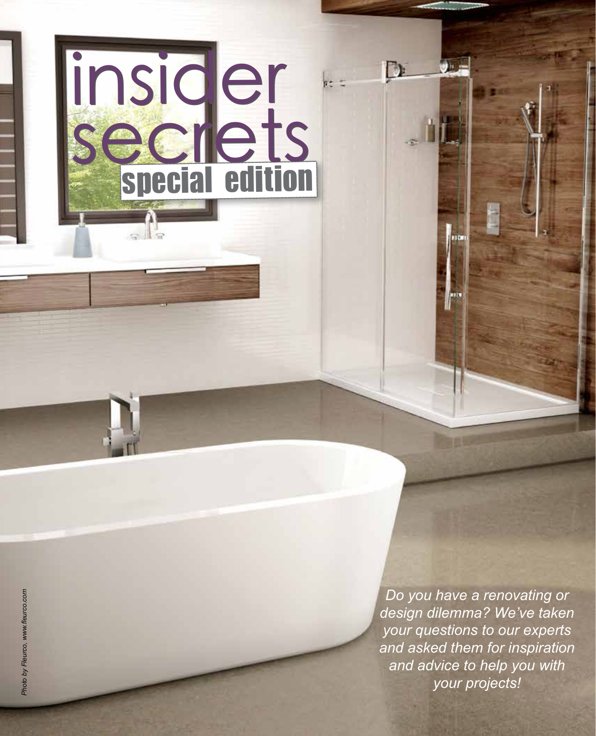# insider secrets

## special edition

*Do you have a renovating or design dilemma? We've taken your questions to our experts and asked them for inspiration and advice to help you with your projects!*

*Photo by Fleurco, www.fleurco.com*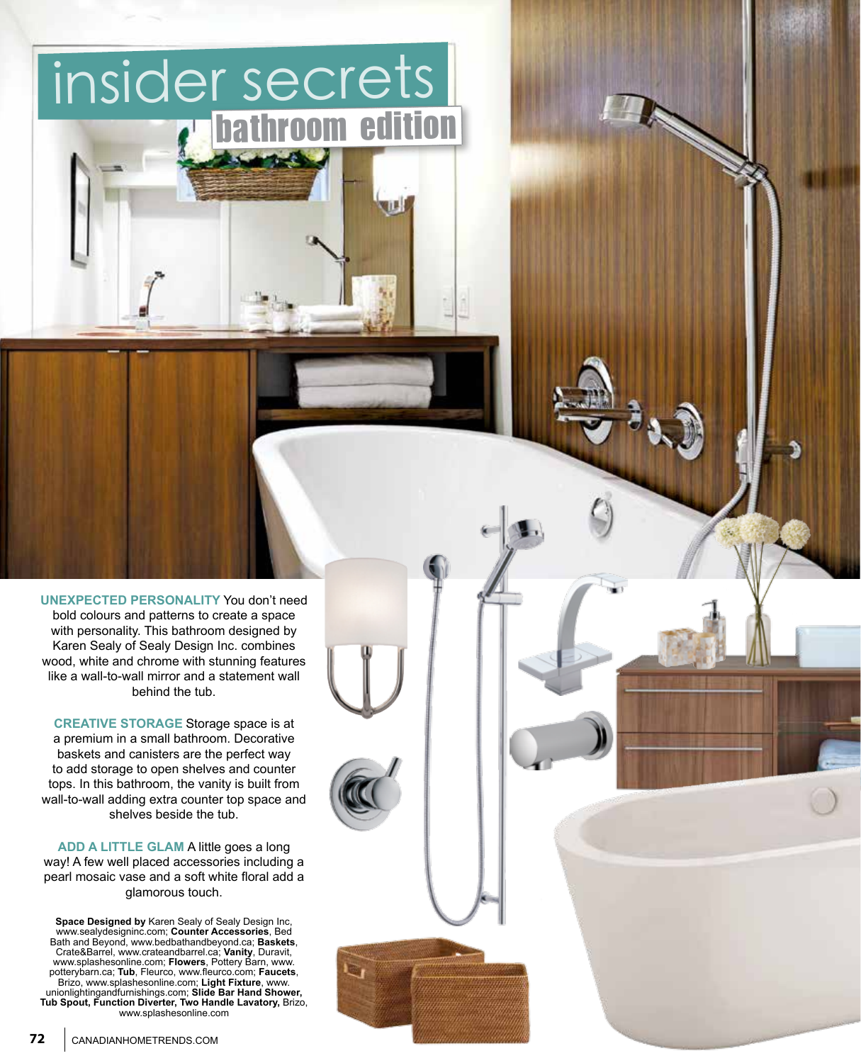# insider secrets

## bathroom edition

**UNEXPECTED PERSONALITY** You don't need bold colours and patterns to create a space with personality. This bathroom designed by Karen Sealy of Sealy Design Inc. combines wood, white and chrome with stunning features like a wall-to-wall mirror and a statement wall behind the tub.

**CREATIVE STORAGE** Storage space is at a premium in a small bathroom. Decorative baskets and canisters are the perfect way to add storage to open shelves and counter tops. In this bathroom, the vanity is built from wall-to-wall adding extra counter top space and shelves beside the tub.

**ADD A LITTLE GLAM** A little goes a long way! A few well placed accessories including a pearl mosaic vase and a soft white floral add a glamorous touch.

**Space Designed by** Karen Sealy of Sealy Design Inc, www.sealydesigninc.com; **Counter Accessories**, Bed Bath and Beyond, www.bedbathandbeyond.ca; **Baskets**, Crate&Barrel, www.crateandbarrel.ca; **Vanity**, Duravit, www.splashesonline.com; **Flowers**, Pottery Barn, www.potterybarn.ca; **Tub**, Fleurco, www.fleurco.com; **Faucets**, Brizo, www.splashesonline.com; **Light Fixture**, www.unionlightingandfurnishings.com; **Slide Bar Hand Shower, Tub Spout, Function Diverter, Two Handle Lavatory,** Brizo, www.splashesonline.com